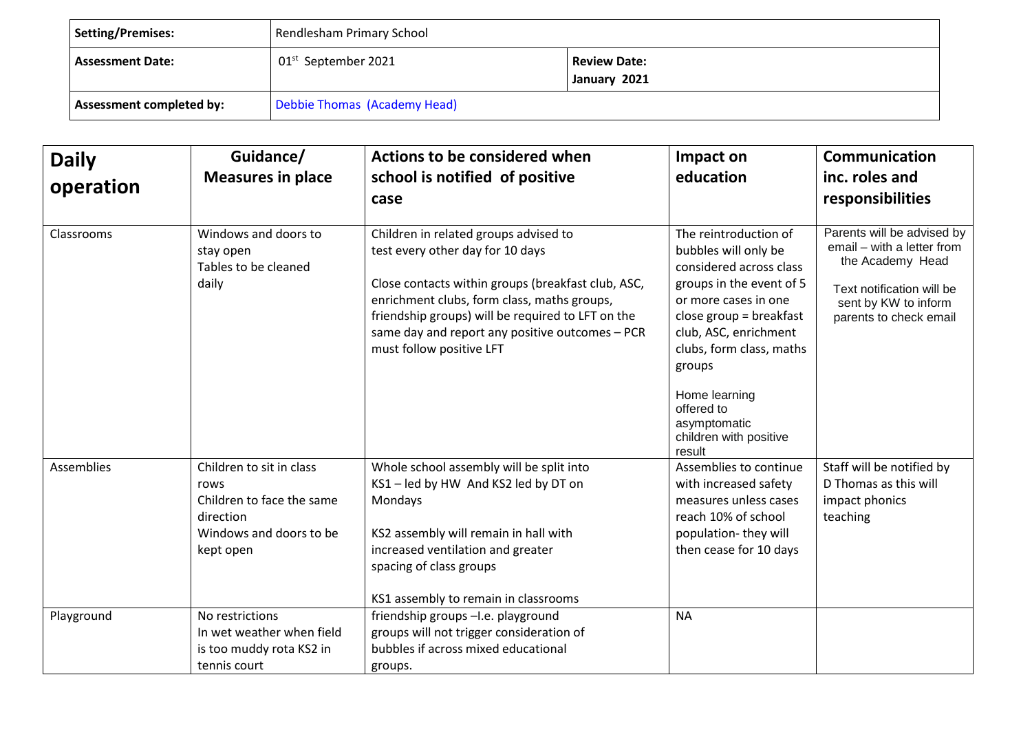| **Setting/Premises:** | Rendlesham Primary School | |
| --- | --- | --- |
| **Assessment Date:** | 01st September 2021 | **Review Date:** **January 2021** |
| **Assessment completed by:** | Debbie Thomas (Academy Head) | |

| **Daily operation** | **Guidance/ Measures in place** | **Actions to be considered when school is notified of positive case** | **Impact on education** | **Communication inc. roles and responsibilities** |
| --- | --- | --- | --- | --- |
| Classrooms | Windows and doors to stay open<br>Tables to be cleaned daily | Children in related groups advised to test every other day for 10 days<br><br>Close contacts within groups (breakfast club, ASC, enrichment clubs, form class, maths groups, friendship groups) will be required to LFT on the same day and report any positive outcomes – PCR must follow positive LFT | The reintroduction of bubbles will only be considered across class groups in the event of 5 or more cases in one close group = breakfast club, ASC, enrichment club, form class, maths groups<br><br>Home learning offered to asymptomatic children with positive result | Parents will be advised by email – with a letter from the Academy Head<br><br>Text notification will be sent by KW to inform parents to check email |
| Assemblies | Children to sit in class rows<br>Children to face the same direction<br>Windows and doors to be kept open | Whole school assembly will be split into KS1 – led by HW And KS2 led by DT on Mondays<br><br>KS2 assembly will remain in hall with increased ventilation and greater spacing of class groups<br><br>KS1 assembly to remain in classrooms | Assemblies to continue with increased safety measures unless cases reach 10% of school population- they will then cease for 10 days | Staff will be notified by D Thomas as this will impact phonics teaching |
| Playground | No restrictions<br>In wet weather when field is too muddy rota KS2 in tennis court | friendship groups –I.e. playground groups will not trigger consideration of bubbles if across mixed educational groups. | NA | |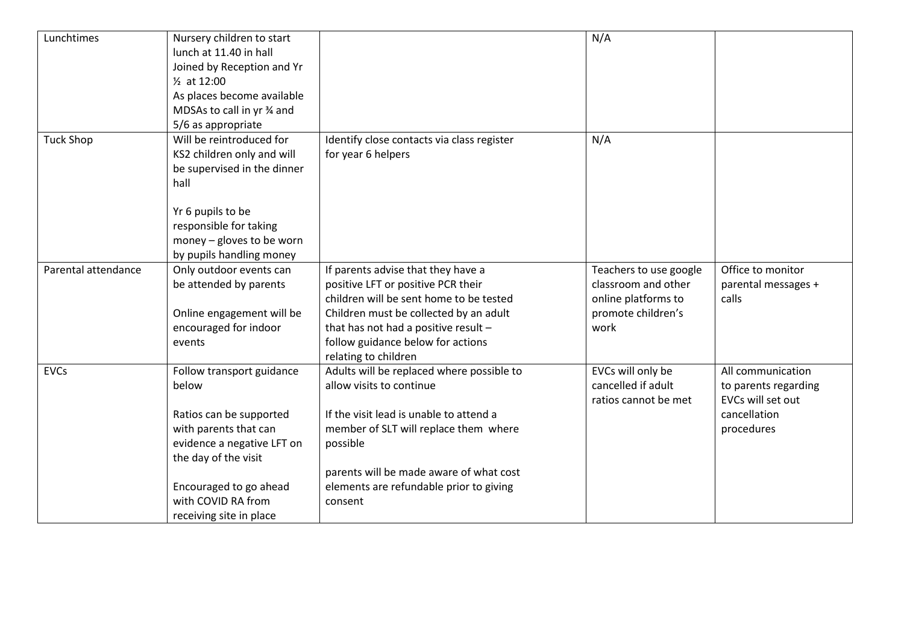| Lunchtimes | Nursery children to start lunch at 11.40 in hall<br>Joined by Reception and Yr ½ at 12:00<br>As places become available MDSAs to call in yr ¾ and 5/6 as appropriate | | N/A | |
|---|---|---|---|---|
| Tuck Shop | Will be reintroduced for KS2 children only and will be supervised in the dinner hall<br><br>Yr 6 pupils to be responsible for taking money – gloves to be worn by pupils handling money | Identify close contacts via class register for year 6 helpers | N/A | |
| Parental attendance | Only outdoor events can be attended by parents<br><br>Online engagement will be encouraged for indoor events | If parents advise that they have a positive LFT or positive PCR their children will be sent home to be tested<br>Children must be collected by an adult that has not had a positive result – follow guidance below for actions relating to children | Teachers to use google classroom and other online platforms to promote children's work | Office to monitor parental messages + calls |
| EVCs | Follow transport guidance below<br><br>Ratios can be supported with parents that can evidence a negative LFT on the day of the visit<br><br>Encouraged to go ahead with COVID RA from receiving site in place | Adults will be replaced where possible to allow visits to continue<br><br>If the visit lead is unable to attend a member of SLT will replace them where possible<br><br>parents will be made aware of what cost elements are refundable prior to giving consent | EVCs will only be cancelled if adult ratios cannot be met | All communication to parents regarding EVCs will set out cancellation procedures |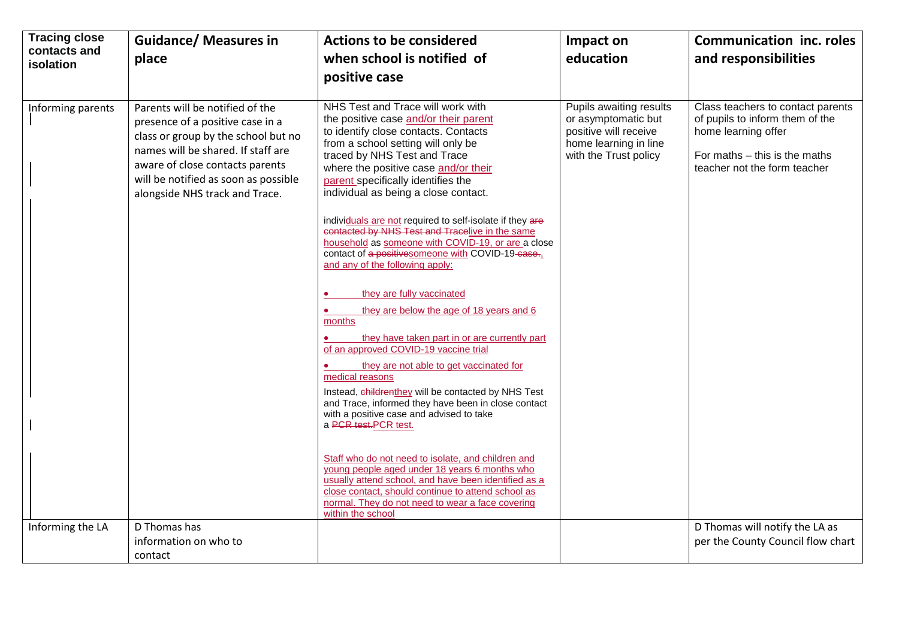| Tracing close contacts and isolation | Guidance/ Measures in place | Actions to be considered when school is notified of positive case | Impact on education | Communication inc. roles and responsibilities |
|---|---|---|---|---|
| Informing parents | Parents will be notified of the presence of a positive case in a class or group by the school but no names will be shared. If staff are aware of close contacts parents will be notified as soon as possible alongside NHS track and Trace. | NHS Test and Trace will work with the positive case and/or their parent to identify close contacts. Contacts from a school setting will only be traced by NHS Test and Trace where the positive case and/or their parent specifically identifies the individual as being a close contact.<br><br>individuals are not required to self-isolate if they ~~are contacted by NHS Test and Trace~~live in the same household as someone with COVID-19, or are a close contact of ~~a positive~~someone with COVID-19~~ case.~~, and any of the following apply:<br><br>• they are fully vaccinated<br>• they are below the age of 18 years and 6 months<br>• they have taken part in or are currently part of an approved COVID-19 vaccine trial<br>• they are not able to get vaccinated for medical reasons<br><br>Instead, ~~children~~they will be contacted by NHS Test and Trace, informed they have been in close contact with a positive case and advised to take a ~~PCR test.~~PCR test.<br><br>Staff who do not need to isolate, and children and young people aged under 18 years 6 months who usually attend school, and have been identified as a close contact, should continue to attend school as normal. They do not need to wear a face covering within the school | Pupils awaiting results or asymptomatic but positive will receive home learning in line with the Trust policy | Class teachers to contact parents of pupils to inform them of the home learning offer<br><br>For maths – this is the maths teacher not the form teacher |
| Informing the LA | D Thomas has information on who to contact | | | D Thomas will notify the LA as per the County Council flow chart |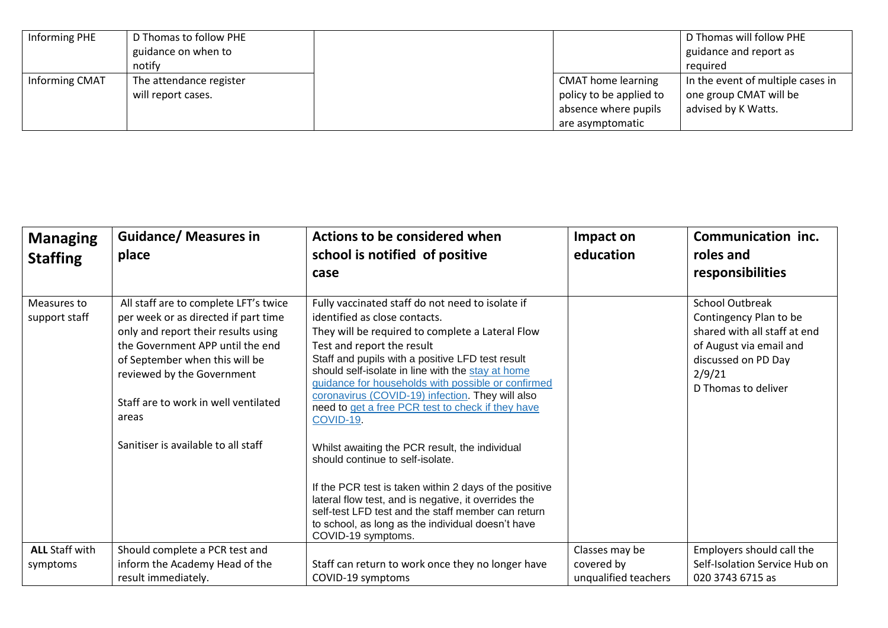| Informing PHE | D Thomas to follow PHE guidance on when to notify | | | D Thomas will follow PHE guidance and report as required |
|---|---|---|---|---|
| Informing CMAT | The attendance register will report cases. | | CMAT home learning policy to be applied to absence where pupils are asymptomatic | In the event of multiple cases in one group CMAT will be advised by K Watts. |

| **Managing Staffing** | **Guidance/ Measures in place** | **Actions to be considered when school is notified of positive case** | **Impact on education** | **Communication inc. roles and responsibilities** |
|---|---|---|---|---|
| Measures to support staff | All staff are to complete LFT's twice per week or as directed if part time only and report their results using the Government APP until the end of September when this will be reviewed by the Government<br><br>Staff are to work in well ventilated areas<br><br>Sanitiser is available to all staff | Fully vaccinated staff do not need to isolate if identified as close contacts.<br>They will be required to complete a Lateral Flow Test and report the result<br>Staff and pupils with a positive LFD test result should self-isolate in line with the stay at home guidance for households with possible or confirmed coronavirus (COVID-19) infection. They will also need to get a free PCR test to check if they have COVID-19.<br><br>Whilst awaiting the PCR result, the individual should continue to self-isolate.<br><br>If the PCR test is taken within 2 days of the positive lateral flow test, and is negative, it overrides the self-test LFD test and the staff member can return to school, as long as the individual doesn't have COVID-19 symptoms. | | School Outbreak Contingency Plan to be shared with all staff at end of August via email and discussed on PD Day 2/9/21<br>D Thomas to deliver |
| **ALL** Staff with symptoms | Should complete a PCR test and inform the Academy Head of the result immediately. | Staff can return to work once they no longer have COVID-19 symptoms | Classes may be covered by unqualified teachers | Employers should call the Self-Isolation Service Hub on 020 3743 6715 as |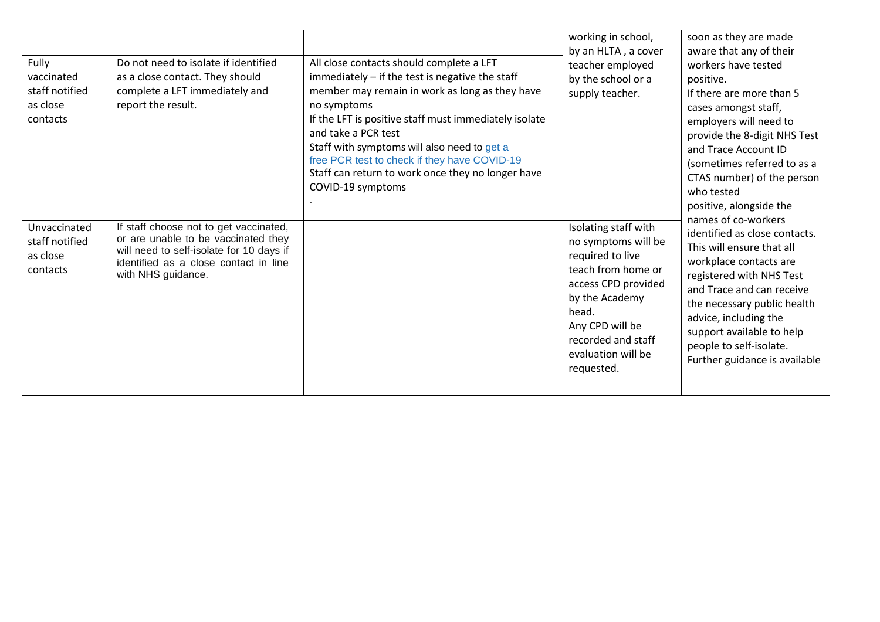| | | | | |
|---|---|---|---|---|
| | | | working in school, by an HLTA , a cover teacher employed by the school or a supply teacher. | soon as they are made aware that any of their workers have tested positive. If there are more than 5 cases amongst staff, employers will need to provide the 8-digit NHS Test and Trace Account ID (sometimes referred to as a CTAS number) of the person who tested positive, alongside the names of co-workers identified as close contacts. This will ensure that all workplace contacts are registered with NHS Test and Trace and can receive the necessary public health advice, including the support available to help people to self-isolate. Further guidance is available |
| Fully vaccinated staff notified as close contacts | Do not need to isolate if identified as a close contact. They should complete a LFT immediately and report the result. | All close contacts should complete a LFT immediately – if the test is negative the staff member may remain in work as long as they have no symptoms<br>If the LFT is positive staff must immediately isolate and take a PCR test<br>Staff with symptoms will also need to get a free PCR test to check if they have COVID-19<br>Staff can return to work once they no longer have COVID-19 symptoms<br>. | | |
| Unvaccinated staff notified as close contacts | If staff choose not to get vaccinated, or are unable to be vaccinated they will need to self-isolate for 10 days if identified as a close contact in line with NHS guidance. | | Isolating staff with no symptoms will be required to live teach from home or access CPD provided by the Academy head.<br>Any CPD will be recorded and staff evaluation will be requested. | |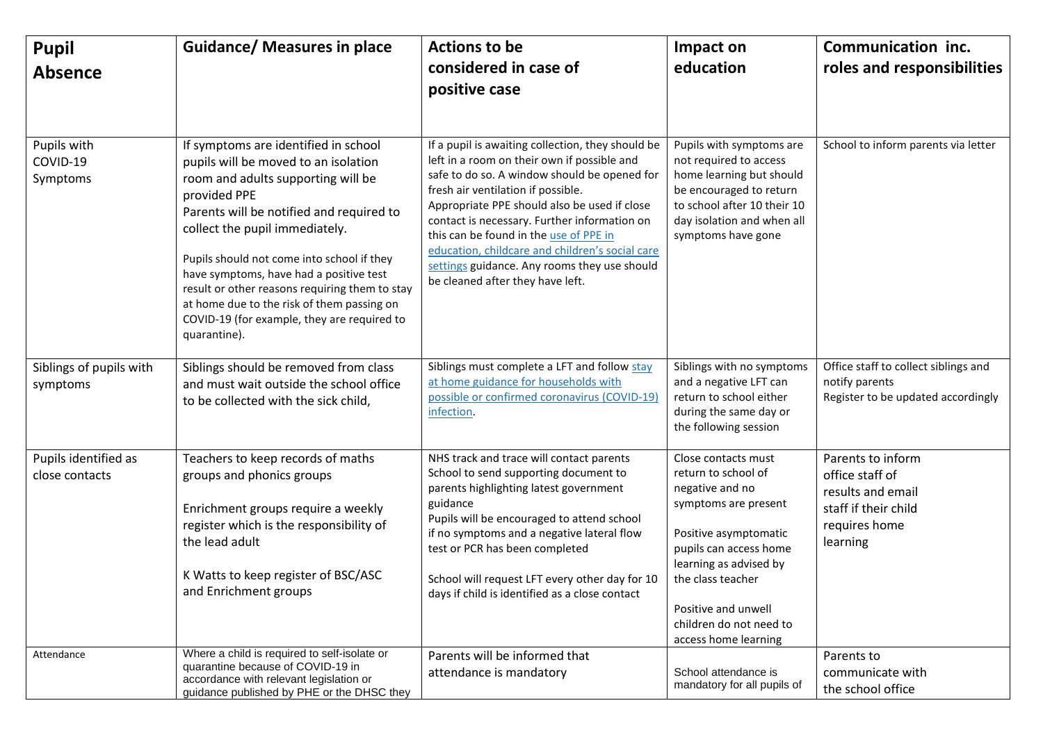| Pupil Absence | Guidance/ Measures in place | Actions to be considered in case of positive case | Impact on education | Communication inc. roles and responsibilities |
|---|---|---|---|---|
| Pupils with COVID-19 Symptoms | If symptoms are identified in school pupils will be moved to an isolation room and adults supporting will be provided PPE<br>Parents will be notified and required to collect the pupil immediately.<br><br>Pupils should not come into school if they have symptoms, have had a positive test result or other reasons requiring them to stay at home due to the risk of them passing on COVID-19 (for example, they are required to quarantine). | If a pupil is awaiting collection, they should be left in a room on their own if possible and safe to do so. A window should be opened for fresh air ventilation if possible.<br>Appropriate PPE should also be used if close contact is necessary. Further information on this can be found in the use of PPE in education, childcare and children's social care settings guidance. Any rooms they use should be cleaned after they have left. | Pupils with symptoms are not required to access home learning but should be encouraged to return to school after 10 their 10 day isolation and when all symptoms have gone | School to inform parents via letter |
| Siblings of pupils with symptoms | Siblings should be removed from class and must wait outside the school office to be collected with the sick child, | Siblings must complete a LFT and follow stay at home guidance for households with possible or confirmed coronavirus (COVID-19) infection. | Siblings with no symptoms and a negative LFT can return to school either during the same day or the following session | Office staff to collect siblings and notify parents<br>Register to be updated accordingly |
| Pupils identified as close contacts | Teachers to keep records of maths groups and phonics groups<br><br>Enrichment groups require a weekly register which is the responsibility of the lead adult<br><br>K Watts to keep register of BSC/ASC and Enrichment groups | NHS track and trace will contact parents<br>School to send supporting document to parents highlighting latest government guidance<br>Pupils will be encouraged to attend school if no symptoms and a negative lateral flow test or PCR has been completed<br><br>School will request LFT every other day for 10 days if child is identified as a close contact | Close contacts must return to school of negative and no symptoms are present<br><br>Positive asymptomatic pupils can access home learning as advised by the class teacher<br><br>Positive and unwell children do not need to access home learning | Parents to inform office staff of results and email staff if their child requires home learning |
| Attendance | Where a child is required to self-isolate or quarantine because of COVID-19 in accordance with relevant legislation or guidance published by PHE or the DHSC they | Parents will be informed that attendance is mandatory | School attendance is mandatory for all pupils of | Parents to communicate with the school office |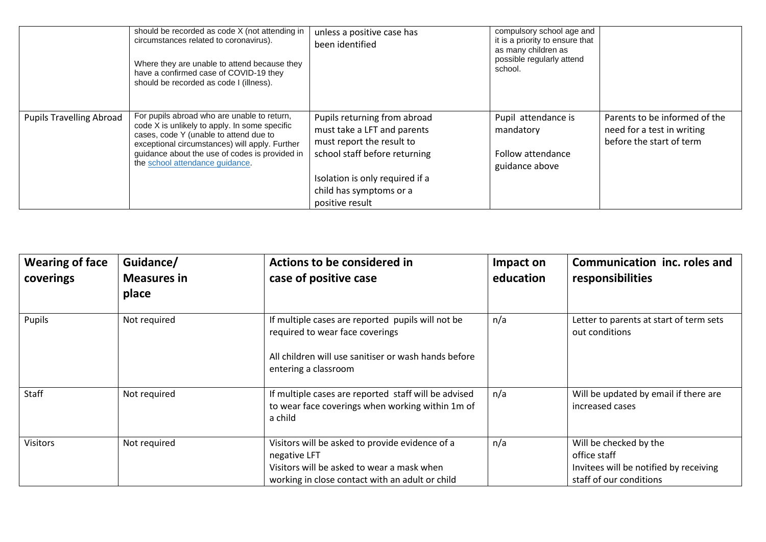| | | | | |
|---|---|---|---|---|
| | should be recorded as code X (not attending in circumstances related to coronavirus).<br><br>Where they are unable to attend because they have a confirmed case of COVID-19 they should be recorded as code I (illness). | unless a positive case has been identified | compulsory school age and it is a priority to ensure that as many children as possible regularly attend school. | |
| Pupils Travelling Abroad | For pupils abroad who are unable to return, code X is unlikely to apply. In some specific cases, code Y (unable to attend due to exceptional circumstances) will apply. Further guidance about the use of codes is provided in the school attendance guidance. | Pupils returning from abroad must take a LFT and parents must report the result to school staff before returning<br><br>Isolation is only required if a child has symptoms or a positive result | Pupil attendance is mandatory<br><br>Follow attendance guidance above | Parents to be informed of the need for a test in writing before the start of term |

| Wearing of face coverings | Guidance/ Measures in place | Actions to be considered in case of positive case | Impact on education | Communication inc. roles and responsibilities |
|---|---|---|---|---|
| Pupils | Not required | If multiple cases are reported pupils will not be required to wear face coverings<br><br>All children will use sanitiser or wash hands before entering a classroom | n/a | Letter to parents at start of term sets out conditions |
| Staff | Not required | If multiple cases are reported staff will be advised to wear face coverings when working within 1m of a child | n/a | Will be updated by email if there are increased cases |
| Visitors | Not required | Visitors will be asked to provide evidence of a negative LFT<br>Visitors will be asked to wear a mask when working in close contact with an adult or child | n/a | Will be checked by the office staff<br>Invitees will be notified by receiving staff of our conditions |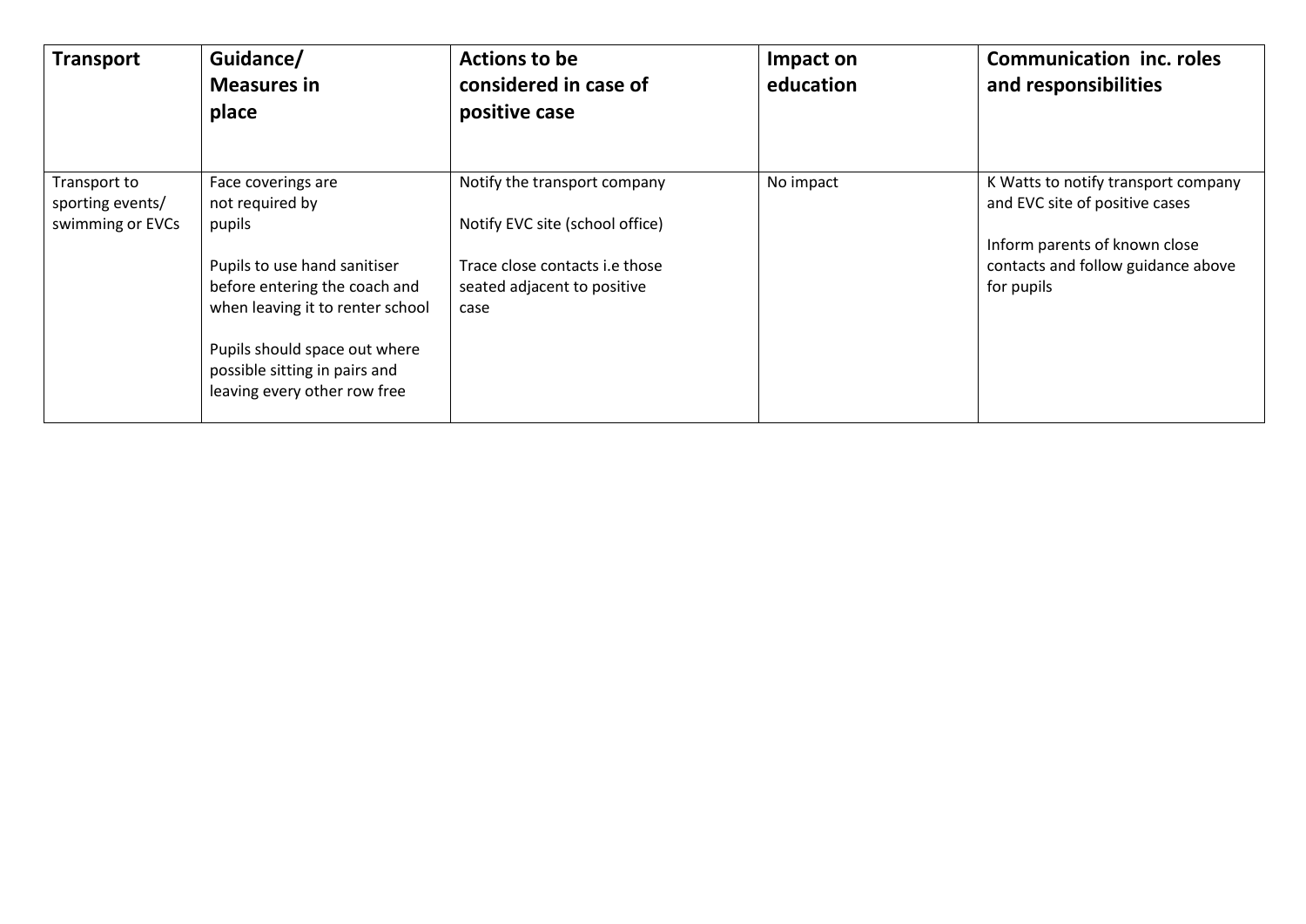| Transport | Guidance/ Measures in place | Actions to be considered in case of positive case | Impact on education | Communication inc. roles and responsibilities |
| --- | --- | --- | --- | --- |
| Transport to sporting events/ swimming or EVCs | Face coverings are not required by pupils<br><br>Pupils to use hand sanitiser before entering the coach and when leaving it to renter school<br><br>Pupils should space out where possible sitting in pairs and leaving every other row free | Notify the transport company<br><br>Notify EVC site (school office)<br><br>Trace close contacts i.e those seated adjacent to positive case | No impact | K Watts to notify transport company and EVC site of positive cases<br><br>Inform parents of known close contacts and follow guidance above for pupils |